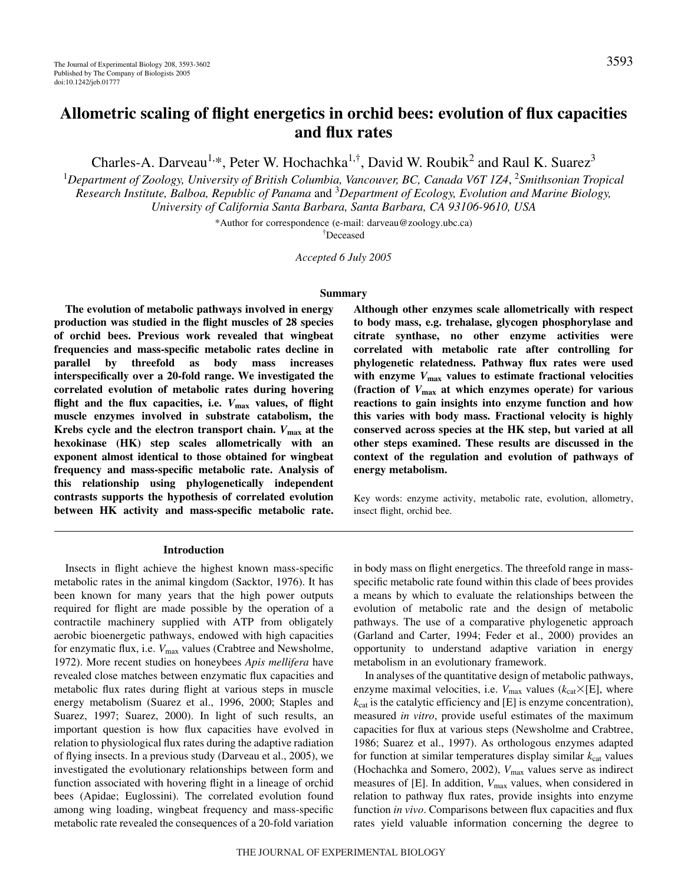# Allometric scaling of flight energetics in orchid bees: evolution of flux capacities and flux rates

Charles-A. Darveau[1,*], Peter W. Hochachka[1,†], David W. Roubik[2] and Raul K. Suarez[3]

[1]Department of Zoology, University of British Columbia, Vancouver, BC, Canada V6T 1Z4, [2]Smithsonian Tropical Research Institute, Balboa, Republic of Panama and [3]Department of Ecology, Evolution and Marine Biology, University of California Santa Barbara, Santa Barbara, CA 93106-9610, USA

*Author for correspondence (e-mail: darveau@zoology.ubc.ca)

[†]Deceased

*Accepted 6 July 2005*

## Summary

**The evolution of metabolic pathways involved in energy production was studied in the flight muscles of 28 species of orchid bees. Previous work revealed that wingbeat frequencies and mass-specific metabolic rates decline in parallel by threefold as body mass increases interspecifically over a 20-fold range. We investigated the correlated evolution of metabolic rates during hovering flight and the flux capacities, i.e. $V_{max}$ values, of flight muscle enzymes involved in substrate catabolism, the Krebs cycle and the electron transport chain. $V_{max}$ at the hexokinase (HK) step scales allometrically with an exponent almost identical to those obtained for wingbeat frequency and mass-specific metabolic rate. Analysis of this relationship using phylogenetically independent contrasts supports the hypothesis of correlated evolution between HK activity and mass-specific metabolic rate. Although other enzymes scale allometrically with respect to body mass, e.g. trehalase, glycogen phosphorylase and citrate synthase, no other enzyme activities were correlated with metabolic rate after controlling for phylogenetic relatedness. Pathway flux rates were used with enzyme $V_{max}$ values to estimate fractional velocities (fraction of $V_{max}$ at which enzymes operate) for various reactions to gain insights into enzyme function and how this varies with body mass. Fractional velocity is highly conserved across species at the HK step, but varied at all other steps examined. These results are discussed in the context of the regulation and evolution of pathways of energy metabolism.**

Key words: enzyme activity, metabolic rate, evolution, allometry, insect flight, orchid bee.

## Introduction

Insects in flight achieve the highest known mass-specific metabolic rates in the animal kingdom (Sacktor, 1976). It has been known for many years that the high power outputs required for flight are made possible by the operation of a contractile machinery supplied with ATP from obligately aerobic bioenergetic pathways, endowed with high capacities for enzymatic flux, i.e. $V_{max}$ values (Crabtree and Newsholme, 1972). More recent studies on honeybees *Apis mellifera* have revealed close matches between enzymatic flux capacities and metabolic flux rates during flight at various steps in muscle energy metabolism (Suarez et al., 1996, 2000; Staples and Suarez, 1997; Suarez, 2000). In light of such results, an important question is how flux capacities have evolved in relation to physiological flux rates during the adaptive radiation of flying insects. In a previous study (Darveau et al., 2005), we investigated the evolutionary relationships between form and function associated with hovering flight in a lineage of orchid bees (Apidae; Euglossini). The correlated evolution found among wing loading, wingbeat frequency and mass-specific metabolic rate revealed the consequences of a 20-fold variation in body mass on flight energetics. The threefold range in mass-specific metabolic rate found within this clade of bees provides a means by which to evaluate the relationships between the evolution of metabolic rate and the design of metabolic pathways. The use of a comparative phylogenetic approach (Garland and Carter, 1994; Feder et al., 2000) provides an opportunity to understand adaptive variation in energy metabolism in an evolutionary framework.

In analyses of the quantitative design of metabolic pathways, enzyme maximal velocities, i.e. $V_{max}$ values ($k_{cat}\times$[E], where $k_{cat}$ is the catalytic efficiency and [E] is enzyme concentration), measured *in vitro*, provide useful estimates of the maximum capacities for flux at various steps (Newsholme and Crabtree, 1986; Suarez et al., 1997). As orthologous enzymes adapted for function at similar temperatures display similar $k_{cat}$ values (Hochachka and Somero, 2002), $V_{max}$ values serve as indirect measures of [E]. In addition, $V_{max}$ values, when considered in relation to pathway flux rates, provide insights into enzyme function *in vivo*. Comparisons between flux capacities and flux rates yield valuable information concerning the degree to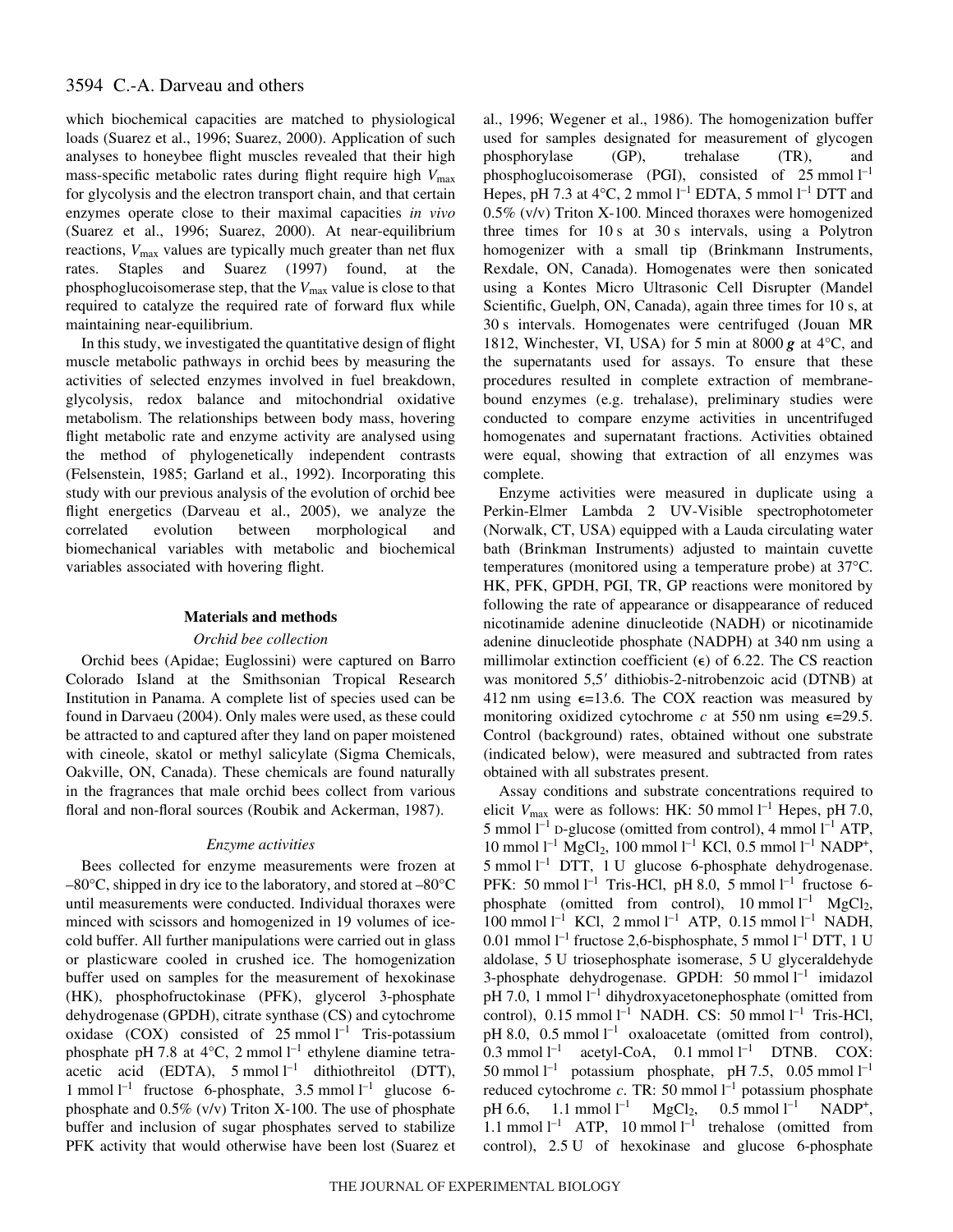which biochemical capacities are matched to physiological loads (Suarez et al., 1996; Suarez, 2000). Application of such analyses to honeybee flight muscles revealed that their high mass-specific metabolic rates during flight require high $V_{max}$ for glycolysis and the electron transport chain, and that certain enzymes operate close to their maximal capacities *in vivo* (Suarez et al., 1996; Suarez, 2000). At near-equilibrium reactions, $V_{max}$ values are typically much greater than net flux rates. Staples and Suarez (1997) found, at the phosphoglucoisomerase step, that the $V_{max}$ value is close to that required to catalyze the required rate of forward flux while maintaining near-equilibrium.

In this study, we investigated the quantitative design of flight muscle metabolic pathways in orchid bees by measuring the activities of selected enzymes involved in fuel breakdown, glycolysis, redox balance and mitochondrial oxidative metabolism. The relationships between body mass, hovering flight metabolic rate and enzyme activity are analysed using the method of phylogenetically independent contrasts (Felsenstein, 1985; Garland et al., 1992). Incorporating this study with our previous analysis of the evolution of orchid bee flight energetics (Darveau et al., 2005), we analyze the correlated evolution between morphological and biomechanical variables with metabolic and biochemical variables associated with hovering flight.

## Materials and methods

### *Orchid bee collection*

Orchid bees (Apidae; Euglossini) were captured on Barro Colorado Island at the Smithsonian Tropical Research Institution in Panama. A complete list of species used can be found in Darvaeu (2004). Only males were used, as these could be attracted to and captured after they land on paper moistened with cineole, skatol or methyl salicylate (Sigma Chemicals, Oakville, ON, Canada). These chemicals are found naturally in the fragrances that male orchid bees collect from various floral and non-floral sources (Roubik and Ackerman, 1987).

### *Enzyme activities*

Bees collected for enzyme measurements were frozen at –80°C, shipped in dry ice to the laboratory, and stored at –80°C until measurements were conducted. Individual thoraxes were minced with scissors and homogenized in 19 volumes of ice-cold buffer. All further manipulations were carried out in glass or plasticware cooled in crushed ice. The homogenization buffer used on samples for the measurement of hexokinase (HK), phosphofructokinase (PFK), glycerol 3-phosphate dehydrogenase (GPDH), citrate synthase (CS) and cytochrome oxidase (COX) consisted of 25 mmol $l^{-1}$ Tris-potassium phosphate pH 7.8 at 4°C, 2 mmol $l^{-1}$ ethylene diamine tetra-acetic acid (EDTA), 5 mmol $l^{-1}$ dithiothreitol (DTT), 1 mmol $l^{-1}$ fructose 6-phosphate, 3.5 mmol $l^{-1}$ glucose 6-phosphate and 0.5% (v/v) Triton X-100. The use of phosphate buffer and inclusion of sugar phosphates served to stabilize PFK activity that would otherwise have been lost (Suarez et al., 1996; Wegener et al., 1986). The homogenization buffer used for samples designated for measurement of glycogen phosphorylase (GP), trehalase (TR), and phosphoglucoisomerase (PGI), consisted of 25 mmol $l^{-1}$ Hepes, pH 7.3 at 4°C, 2 mmol $l^{-1}$ EDTA, 5 mmol $l^{-1}$ DTT and 0.5% (v/v) Triton X-100. Minced thoraxes were homogenized three times for 10 s at 30 s intervals, using a Polytron homogenizer with a small tip (Brinkmann Instruments, Rexdale, ON, Canada). Homogenates were then sonicated using a Kontes Micro Ultrasonic Cell Disrupter (Mandel Scientific, Guelph, ON, Canada), again three times for 10 s, at 30 s intervals. Homogenates were centrifuged (Jouan MR 1812, Winchester, VI, USA) for 5 min at 8000 ***g*** at 4°C, and the supernatants used for assays. To ensure that these procedures resulted in complete extraction of membrane-bound enzymes (e.g. trehalase), preliminary studies were conducted to compare enzyme activities in uncentrifuged homogenates and supernatant fractions. Activities obtained were equal, showing that extraction of all enzymes was complete.

Enzyme activities were measured in duplicate using a Perkin-Elmer Lambda 2 UV-Visible spectrophotometer (Norwalk, CT, USA) equipped with a Lauda circulating water bath (Brinkman Instruments) adjusted to maintain cuvette temperatures (monitored using a temperature probe) at 37°C. HK, PFK, GPDH, PGI, TR, GP reactions were monitored by following the rate of appearance or disappearance of reduced nicotinamide adenine dinucleotide (NADH) or nicotinamide adenine dinucleotide phosphate (NADPH) at 340 nm using a millimolar extinction coefficient ($\epsilon$) of 6.22. The CS reaction was monitored 5,5′ dithiobis-2-nitrobenzoic acid (DTNB) at 412 nm using $\epsilon$=13.6. The COX reaction was measured by monitoring oxidized cytochrome *c* at 550 nm using $\epsilon$=29.5. Control (background) rates, obtained without one substrate (indicated below), were measured and subtracted from rates obtained with all substrates present.

Assay conditions and substrate concentrations required to elicit $V_{max}$ were as follows: HK: 50 mmol $l^{-1}$ Hepes, pH 7.0, 5 mmol $l^{-1}$ D-glucose (omitted from control), 4 mmol $l^{-1}$ ATP, 10 mmol $l^{-1}$ $MgCl_2$, 100 mmol $l^{-1}$ KCl, 0.5 mmol $l^{-1}$ $NADP^+$, 5 mmol $l^{-1}$ DTT, 1 U glucose 6-phosphate dehydrogenase. PFK: 50 mmol $l^{-1}$ Tris-HCl, pH 8.0, 5 mmol $l^{-1}$ fructose 6-phosphate (omitted from control), 10 mmol $l^{-1}$ $MgCl_2$, 100 mmol $l^{-1}$ KCl, 2 mmol $l^{-1}$ ATP, 0.15 mmol $l^{-1}$ NADH, 0.01 mmol $l^{-1}$ fructose 2,6-bisphosphate, 5 mmol $l^{-1}$ DTT, 1 U aldolase, 5 U triosephosphate isomerase, 5 U glyceraldehyde 3-phosphate dehydrogenase. GPDH: 50 mmol $l^{-1}$ imidazol pH 7.0, 1 mmol $l^{-1}$ dihydroxyacetonephosphate (omitted from control), 0.15 mmol $l^{-1}$ NADH. CS: 50 mmol $l^{-1}$ Tris-HCl, pH 8.0, 0.5 mmol $l^{-1}$ oxaloacetate (omitted from control), 0.3 mmol $l^{-1}$ acetyl-CoA, 0.1 mmol $l^{-1}$ DTNB. COX: 50 mmol $l^{-1}$ potassium phosphate, pH 7.5, 0.05 mmol $l^{-1}$ reduced cytochrome *c*. TR: 50 mmol $l^{-1}$ potassium phosphate pH 6.6, 1.1 mmol $l^{-1}$ $MgCl_2$, 0.5 mmol $l^{-1}$ $NADP^+$, 1.1 mmol $l^{-1}$ ATP, 10 mmol $l^{-1}$ trehalose (omitted from control), 2.5 U of hexokinase and glucose 6-phosphate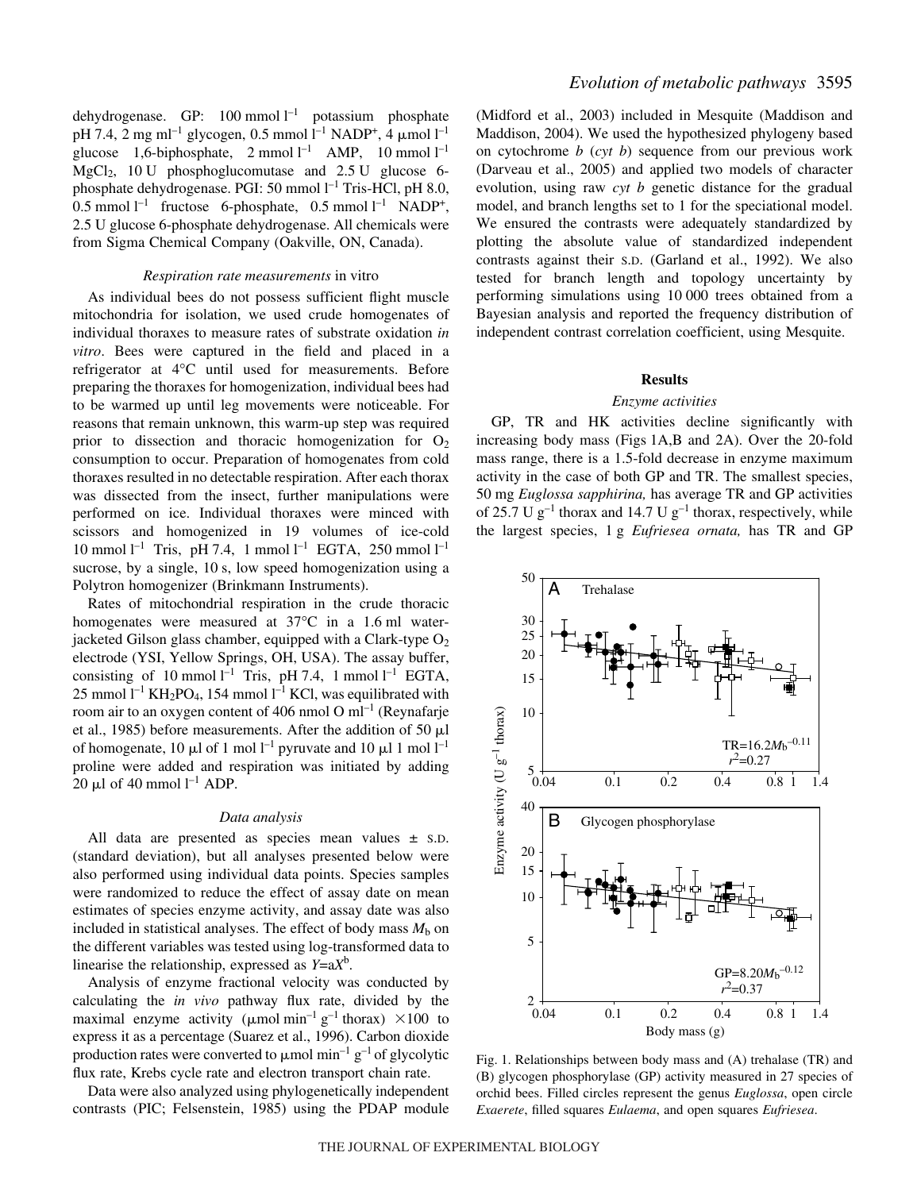dehydrogenase. GP: 100 mmol $l^{-1}$ potassium phosphate pH 7.4, 2 mg $ml^{-1}$ glycogen, 0.5 mmol $l^{-1}$ $NADP^+$, 4 μmol $l^{-1}$ glucose 1,6-biphosphate, 2 mmol $l^{-1}$ AMP, 10 mmol $l^{-1}$ $MgCl_2$, 10 U phosphoglucomutase and 2.5 U glucose 6-phosphate dehydrogenase. PGI: 50 mmol $l^{-1}$ Tris-HCl, pH 8.0, 0.5 mmol $l^{-1}$ fructose 6-phosphate, 0.5 mmol $l^{-1}$ $NADP^+$, 2.5 U glucose 6-phosphate dehydrogenase. All chemicals were from Sigma Chemical Company (Oakville, ON, Canada).

### *Respiration rate measurements* in vitro

As individual bees do not possess sufficient flight muscle mitochondria for isolation, we used crude homogenates of individual thoraxes to measure rates of substrate oxidation *in vitro*. Bees were captured in the field and placed in a refrigerator at 4°C until used for measurements. Before preparing the thoraxes for homogenization, individual bees had to be warmed up until leg movements were noticeable. For reasons that remain unknown, this warm-up step was required prior to dissection and thoracic homogenization for $O_2$ consumption to occur. Preparation of homogenates from cold thoraxes resulted in no detectable respiration. After each thorax was dissected from the insect, further manipulations were performed on ice. Individual thoraxes were minced with scissors and homogenized in 19 volumes of ice-cold 10 mmol $l^{-1}$ Tris, pH 7.4, 1 mmol $l^{-1}$ EGTA, 250 mmol $l^{-1}$ sucrose, by a single, 10 s, low speed homogenization using a Polytron homogenizer (Brinkmann Instruments).

Rates of mitochondrial respiration in the crude thoracic homogenates were measured at 37°C in a 1.6 ml water-jacketed Gilson glass chamber, equipped with a Clark-type $O_2$ electrode (YSI, Yellow Springs, OH, USA). The assay buffer, consisting of 10 mmol $l^{-1}$ Tris, pH 7.4, 1 mmol $l^{-1}$ EGTA, 25 mmol $l^{-1}$ $KH_2PO_4$, 154 mmol $l^{-1}$ KCl, was equilibrated with room air to an oxygen content of 406 nmol O $ml^{-1}$ (Reynafarje et al., 1985) before measurements. After the addition of 50 μl of homogenate, 10 μl of 1 mol $l^{-1}$ pyruvate and 10 μl 1 mol $l^{-1}$ proline were added and respiration was initiated by adding 20 μl of 40 mmol $l^{-1}$ ADP.

### *Data analysis*

All data are presented as species mean values ± S.D. (standard deviation), but all analyses presented below were also performed using individual data points. Species samples were randomized to reduce the effect of assay date on mean estimates of species enzyme activity, and assay date was also included in statistical analyses. The effect of body mass $M_b$ on the different variables was tested using log-transformed data to linearise the relationship, expressed as $Y=aX^b$.

Analysis of enzyme fractional velocity was conducted by calculating the *in vivo* pathway flux rate, divided by the maximal enzyme activity (μmol $min^{-1}$ $g^{-1}$ thorax) ×100 to express it as a percentage (Suarez et al., 1996). Carbon dioxide production rates were converted to μmol $min^{-1}$ $g^{-1}$ of glycolytic flux rate, Krebs cycle rate and electron transport chain rate.

Data were also analyzed using phylogenetically independent contrasts (PIC; Felsenstein, 1985) using the PDAP module (Midford et al., 2003) included in Mesquite (Maddison and Maddison, 2004). We used the hypothesized phylogeny based on cytochrome *b* (*cyt b*) sequence from our previous work (Darveau et al., 2005) and applied two models of character evolution, using raw *cyt b* genetic distance for the gradual model, and branch lengths set to 1 for the speciational model. We ensured the contrasts were adequately standardized by plotting the absolute value of standardized independent contrasts against their S.D. (Garland et al., 1992). We also tested for branch length and topology uncertainty by performing simulations using 10 000 trees obtained from a Bayesian analysis and reported the frequency distribution of independent contrast correlation coefficient, using Mesquite.

## Results

### *Enzyme activities*

GP, TR and HK activities decline significantly with increasing body mass (Figs 1A,B and 2A). Over the 20-fold mass range, there is a 1.5-fold decrease in enzyme maximum activity in the case of both GP and TR. The smallest species, 50 mg *Euglossa sapphirina,* has average TR and GP activities of 25.7 U $g^{-1}$ thorax and 14.7 U $g^{-1}$ thorax, respectively, while the largest species, 1 g *Eufriesea ornata,* has TR and GP

Fig. 1. Relationships between body mass and (A) trehalase (TR) and (B) glycogen phosphorylase (GP) activity measured in 27 species of orchid bees. Filled circles represent the genus *Euglossa*, open circle *Exaerete*, filled squares *Eulaema*, and open squares *Eufriesea*.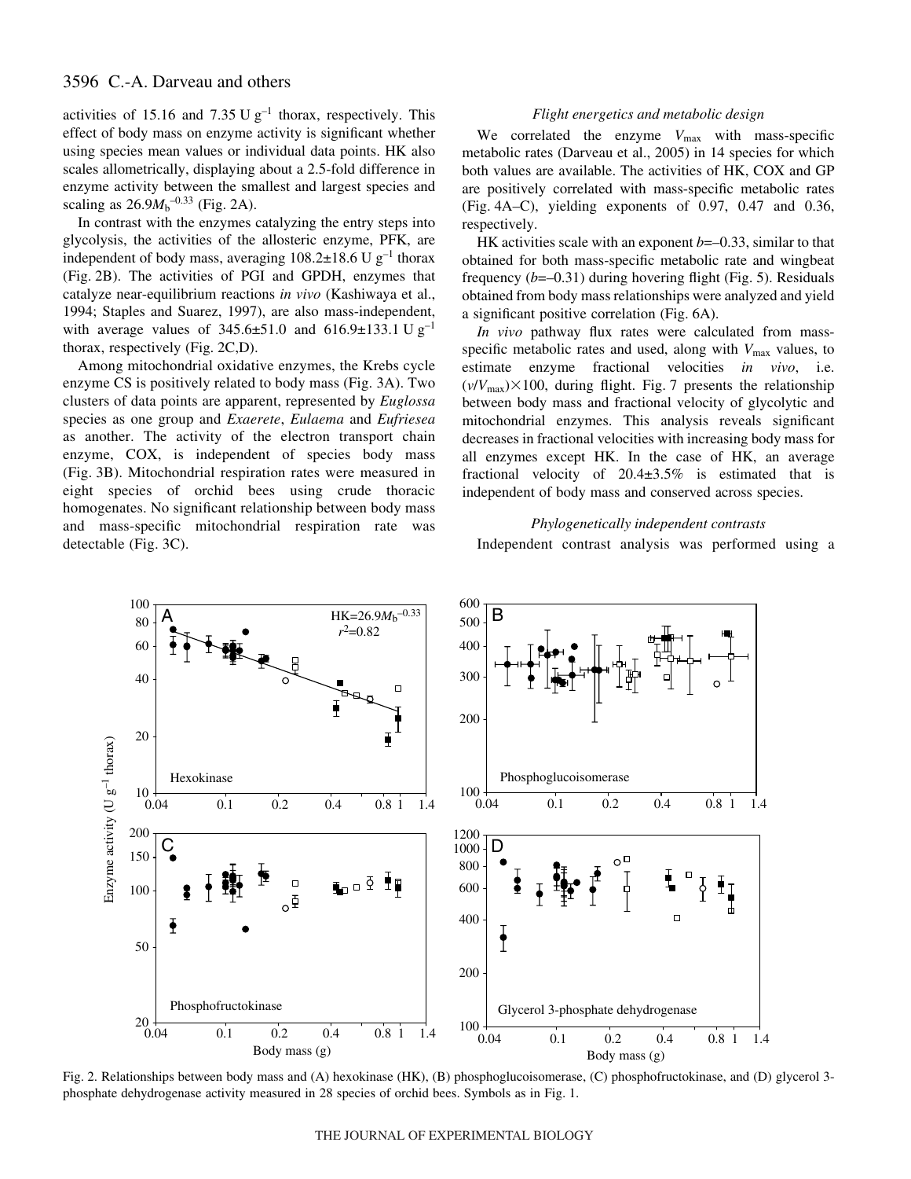activities of 15.16 and 7.35 U $g^{-1}$ thorax, respectively. This effect of body mass on enzyme activity is significant whether using species mean values or individual data points. HK also scales allometrically, displaying about a 2.5-fold difference in enzyme activity between the smallest and largest species and scaling as $26.9M_b^{-0.33}$ (Fig. 2A).

In contrast with the enzymes catalyzing the entry steps into glycolysis, the activities of the allosteric enzyme, PFK, are independent of body mass, averaging 108.2±18.6 U $g^{-1}$ thorax (Fig. 2B). The activities of PGI and GPDH, enzymes that catalyze near-equilibrium reactions *in vivo* (Kashiwaya et al., 1994; Staples and Suarez, 1997), are also mass-independent, with average values of 345.6±51.0 and 616.9±133.1 U $g^{-1}$ thorax, respectively (Fig. 2C,D).

Among mitochondrial oxidative enzymes, the Krebs cycle enzyme CS is positively related to body mass (Fig. 3A). Two clusters of data points are apparent, represented by *Euglossa* species as one group and *Exaerete*, *Eulaema* and *Eufriesea* as another. The activity of the electron transport chain enzyme, COX, is independent of species body mass (Fig. 3B). Mitochondrial respiration rates were measured in eight species of orchid bees using crude thoracic homogenates. No significant relationship between body mass and mass-specific mitochondrial respiration rate was detectable (Fig. 3C).

### *Flight energetics and metabolic design*

We correlated the enzyme $V_{max}$ with mass-specific metabolic rates (Darveau et al., 2005) in 14 species for which both values are available. The activities of HK, COX and GP are positively correlated with mass-specific metabolic rates (Fig. 4A–C), yielding exponents of 0.97, 0.47 and 0.36, respectively.

HK activities scale with an exponent $b$=–0.33, similar to that obtained for both mass-specific metabolic rate and wingbeat frequency ($b$=–0.31) during hovering flight (Fig. 5). Residuals obtained from body mass relationships were analyzed and yield a significant positive correlation (Fig. 6A).

*In vivo* pathway flux rates were calculated from mass-specific metabolic rates and used, along with $V_{max}$ values, to estimate enzyme fractional velocities *in vivo*, i.e. $(v/V_{max})\times100$, during flight. Fig. 7 presents the relationship between body mass and fractional velocity of glycolytic and mitochondrial enzymes. This analysis reveals significant decreases in fractional velocities with increasing body mass for all enzymes except HK. In the case of HK, an average fractional velocity of 20.4±3.5% is estimated that is independent of body mass and conserved across species.

### *Phylogenetically independent contrasts*

Independent contrast analysis was performed using a

Fig. 2. Relationships between body mass and (A) hexokinase (HK), (B) phosphoglucoisomerase, (C) phosphofructokinase, and (D) glycerol 3-phosphate dehydrogenase activity measured in 28 species of orchid bees. Symbols as in Fig. 1.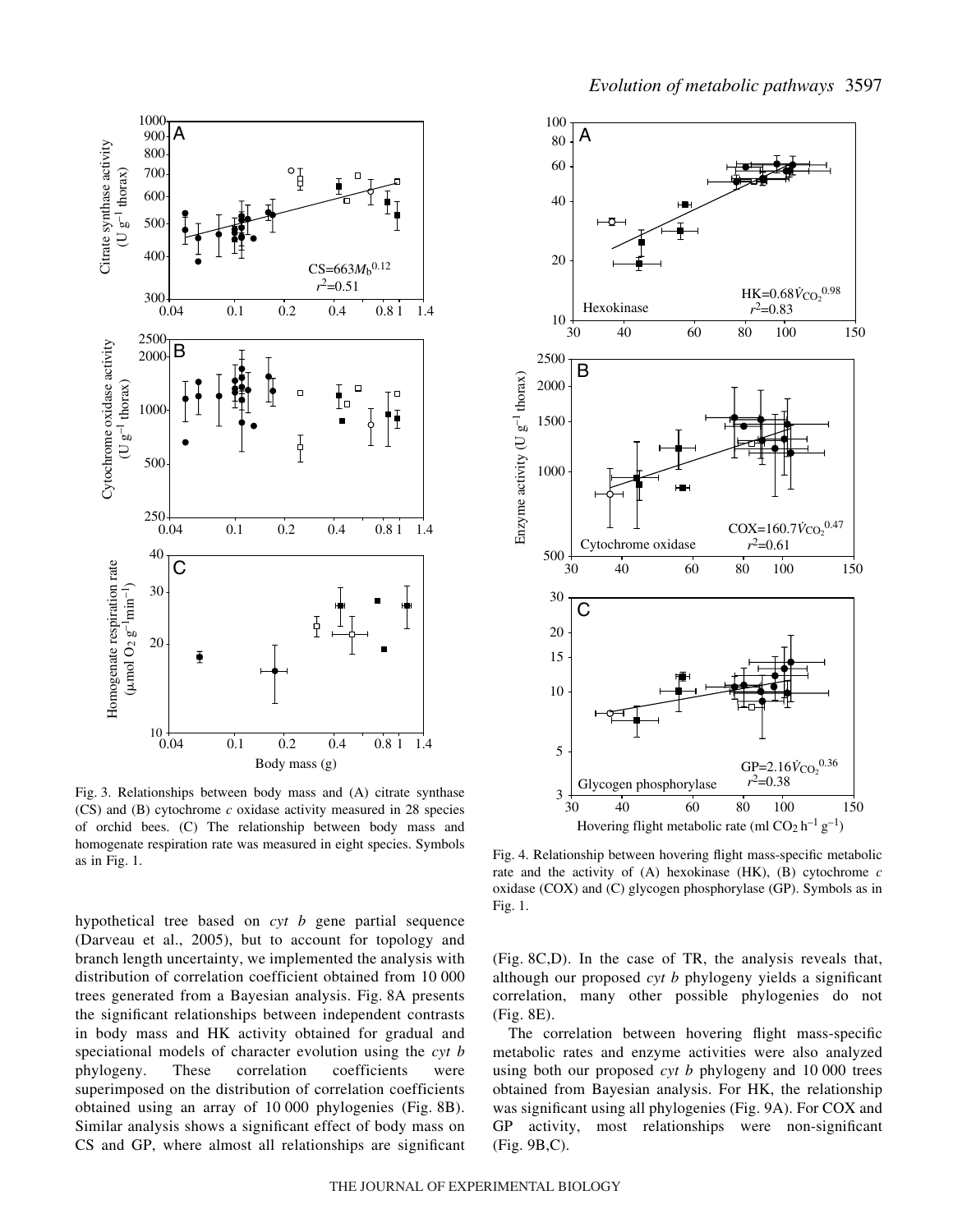Fig. 3. Relationships between body mass and (A) citrate synthase (CS) and (B) cytochrome *c* oxidase activity measured in 28 species of orchid bees. (C) The relationship between body mass and homogenate respiration rate was measured in eight species. Symbols as in Fig. 1.

Fig. 4. Relationship between hovering flight mass-specific metabolic rate and the activity of (A) hexokinase (HK), (B) cytochrome *c* oxidase (COX) and (C) glycogen phosphorylase (GP). Symbols as in Fig. 1.

hypothetical tree based on *cyt b* gene partial sequence (Darveau et al., 2005), but to account for topology and branch length uncertainty, we implemented the analysis with distribution of correlation coefficient obtained from 10 000 trees generated from a Bayesian analysis. Fig. 8A presents the significant relationships between independent contrasts in body mass and HK activity obtained for gradual and speciational models of character evolution using the *cyt b* phylogeny. These correlation coefficients were superimposed on the distribution of correlation coefficients obtained using an array of 10 000 phylogenies (Fig. 8B). Similar analysis shows a significant effect of body mass on CS and GP, where almost all relationships are significant (Fig. 8C,D). In the case of TR, the analysis reveals that, although our proposed *cyt b* phylogeny yields a significant correlation, many other possible phylogenies do not (Fig. 8E).

The correlation between hovering flight mass-specific metabolic rates and enzyme activities were also analyzed using both our proposed *cyt b* phylogeny and 10 000 trees obtained from Bayesian analysis. For HK, the relationship was significant using all phylogenies (Fig. 9A). For COX and GP activity, most relationships were non-significant (Fig. 9B,C).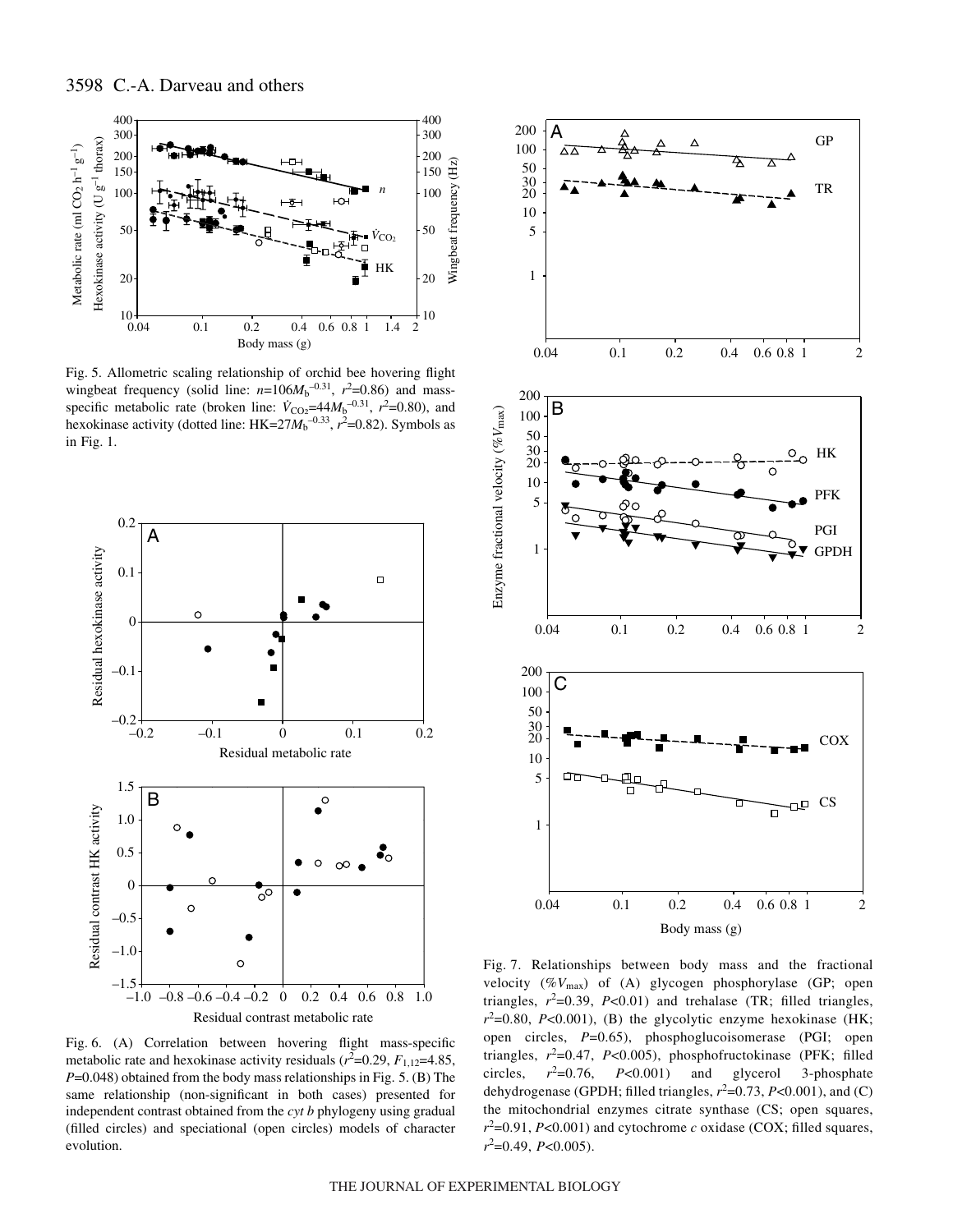Fig. 5. Allometric scaling relationship of orchid bee hovering flight wingbeat frequency (solid line: $n=106M_b^{-0.31}$, $r^2=0.86$) and mass-specific metabolic rate (broken line: $\dot{V}_{CO_2}=44M_b^{-0.31}$, $r^2=0.80$), and hexokinase activity (dotted line: $HK=27M_b^{-0.33}$, $r^2=0.82$). Symbols as in Fig. 1.

Fig. 6. (A) Correlation between hovering flight mass-specific metabolic rate and hexokinase activity residuals ($r^2=0.29$, $F_{1,12}=4.85$, $P=0.048$) obtained from the body mass relationships in Fig. 5. (B) The same relationship (non-significant in both cases) presented for independent contrast obtained from the *cyt b* phylogeny using gradual (filled circles) and speciational (open circles) models of character evolution.

Fig. 7. Relationships between body mass and the fractional velocity (%$V_{max}$) of (A) glycogen phosphorylase (GP; open triangles, $r^2=0.39$, $P<0.01$) and trehalase (TR; filled triangles, $r^2=0.80$, $P<0.001$), (B) the glycolytic enzyme hexokinase (HK; open circles, $P=0.65$), phosphoglucoisomerase (PGI; open triangles, $r^2=0.47$, $P<0.005$), phosphofructokinase (PFK; filled circles, $r^2=0.76$, $P<0.001$) and glycerol 3-phosphate dehydrogenase (GPDH; filled triangles, $r^2=0.73$, $P<0.001$), and (C) the mitochondrial enzymes citrate synthase (CS; open squares, $r^2=0.91$, $P<0.001$) and cytochrome *c* oxidase (COX; filled squares, $r^2=0.49$, $P<0.005$).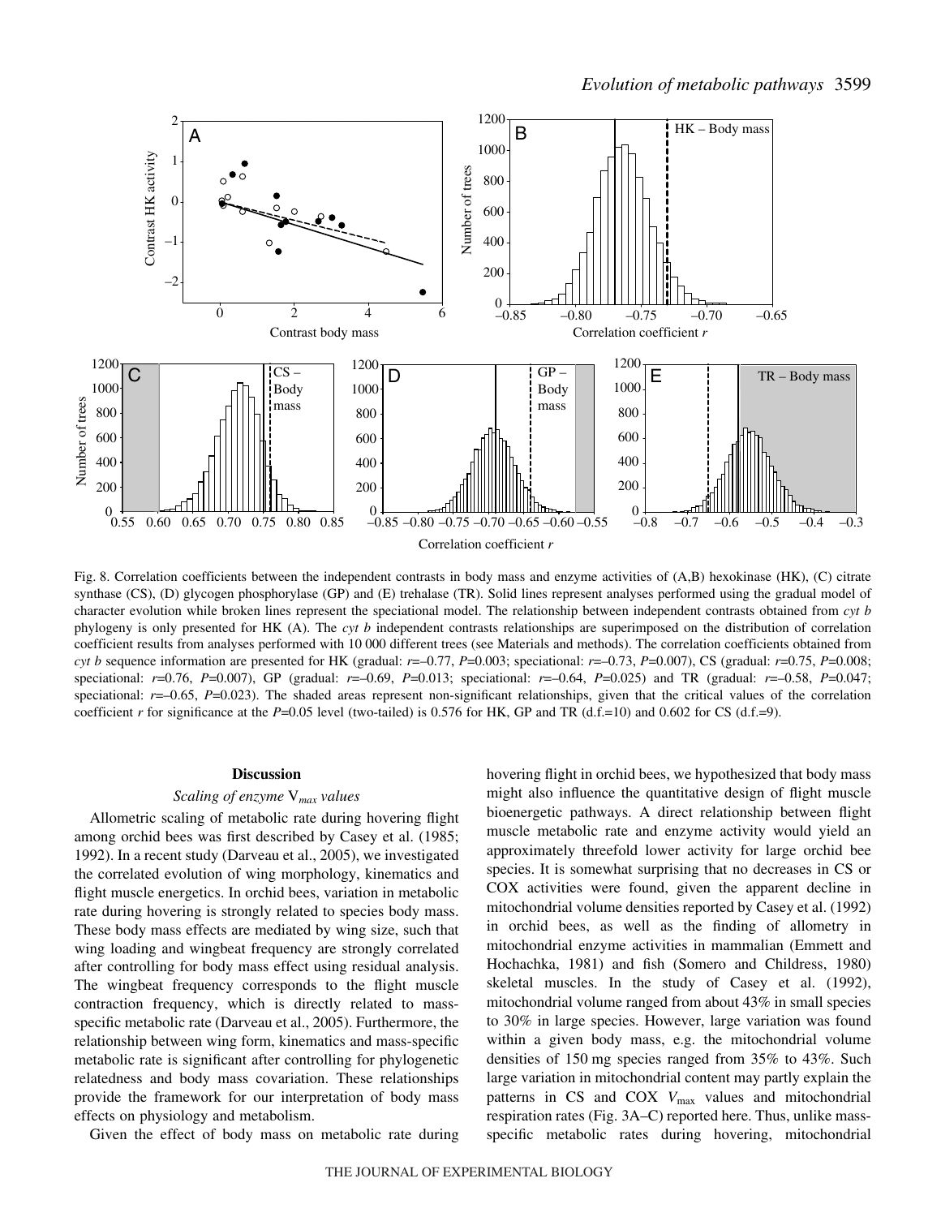Fig. 8. Correlation coefficients between the independent contrasts in body mass and enzyme activities of (A,B) hexokinase (HK), (C) citrate synthase (CS), (D) glycogen phosphorylase (GP) and (E) trehalase (TR). Solid lines represent analyses performed using the gradual model of character evolution while broken lines represent the speciational model. The relationship between independent contrasts obtained from *cyt b* phylogeny is only presented for HK (A). The *cyt b* independent contrasts relationships are superimposed on the distribution of correlation coefficient results from analyses performed with 10 000 different trees (see Materials and methods). The correlation coefficients obtained from *cyt b* sequence information are presented for HK (gradual: $r$=–0.77, $P$=0.003; speciational: $r$=–0.73, $P$=0.007), CS (gradual: $r$=0.75, $P$=0.008; speciational: $r$=0.76, $P$=0.007), GP (gradual: $r$=–0.69, $P$=0.013; speciational: $r$=–0.64, $P$=0.025) and TR (gradual: $r$=–0.58, $P$=0.047; speciational: $r$=–0.65, $P$=0.023). The shaded areas represent non-significant relationships, given that the critical values of the correlation coefficient $r$ for significance at the $P$=0.05 level (two-tailed) is 0.576 for HK, GP and TR (d.f.=10) and 0.602 for CS (d.f.=9).

## Discussion

### *Scaling of enzyme* $V_{max}$ *values*

Allometric scaling of metabolic rate during hovering flight among orchid bees was first described by Casey et al. (1985; 1992). In a recent study (Darveau et al., 2005), we investigated the correlated evolution of wing morphology, kinematics and flight muscle energetics. In orchid bees, variation in metabolic rate during hovering is strongly related to species body mass. These body mass effects are mediated by wing size, such that wing loading and wingbeat frequency are strongly correlated after controlling for body mass effect using residual analysis. The wingbeat frequency corresponds to the flight muscle contraction frequency, which is directly related to mass-specific metabolic rate (Darveau et al., 2005). Furthermore, the relationship between wing form, kinematics and mass-specific metabolic rate is significant after controlling for phylogenetic relatedness and body mass covariation. These relationships provide the framework for our interpretation of body mass effects on physiology and metabolism.

Given the effect of body mass on metabolic rate during hovering flight in orchid bees, we hypothesized that body mass might also influence the quantitative design of flight muscle bioenergetic pathways. A direct relationship between flight muscle metabolic rate and enzyme activity would yield an approximately threefold lower activity for large orchid bee species. It is somewhat surprising that no decreases in CS or COX activities were found, given the apparent decline in mitochondrial volume densities reported by Casey et al. (1992) in orchid bees, as well as the finding of allometry in mitochondrial enzyme activities in mammalian (Emmett and Hochachka, 1981) and fish (Somero and Childress, 1980) skeletal muscles. In the study of Casey et al. (1992), mitochondrial volume ranged from about 43% in small species to 30% in large species. However, large variation was found within a given body mass, e.g. the mitochondrial volume densities of 150 mg species ranged from 35% to 43%. Such large variation in mitochondrial content may partly explain the patterns in CS and COX $V_{max}$ values and mitochondrial respiration rates (Fig. 3A–C) reported here. Thus, unlike mass-specific metabolic rates during hovering, mitochondrial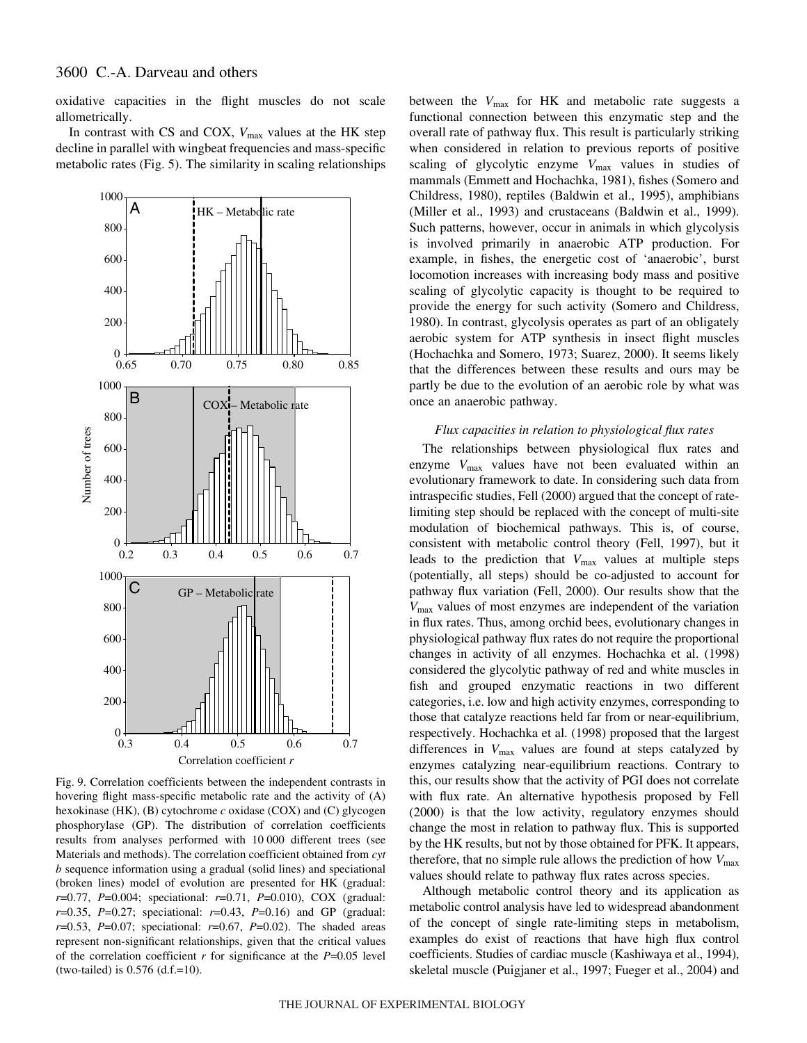oxidative capacities in the flight muscles do not scale allometrically.

In contrast with CS and COX, $V_{max}$ values at the HK step decline in parallel with wingbeat frequencies and mass-specific metabolic rates (Fig. 5). The similarity in scaling relationships between the $V_{max}$ for HK and metabolic rate suggests a functional connection between this enzymatic step and the overall rate of pathway flux. This result is particularly striking when considered in relation to previous reports of positive scaling of glycolytic enzyme $V_{max}$ values in studies of mammals (Emmett and Hochachka, 1981), fishes (Somero and Childress, 1980), reptiles (Baldwin et al., 1995), amphibians (Miller et al., 1993) and crustaceans (Baldwin et al., 1999). Such patterns, however, occur in animals in which glycolysis is involved primarily in anaerobic ATP production. For example, in fishes, the energetic cost of 'anaerobic', burst locomotion increases with increasing body mass and positive scaling of glycolytic capacity is thought to be required to provide the energy for such activity (Somero and Childress, 1980). In contrast, glycolysis operates as part of an obligately aerobic system for ATP synthesis in insect flight muscles (Hochachka and Somero, 1973; Suarez, 2000). It seems likely that the differences between these results and ours may be partly be due to the evolution of an aerobic role by what was once an anaerobic pathway.

Fig. 9. Correlation coefficients between the independent contrasts in hovering flight mass-specific metabolic rate and the activity of (A) hexokinase (HK), (B) cytochrome *c* oxidase (COX) and (C) glycogen phosphorylase (GP). The distribution of correlation coefficients results from analyses performed with 10 000 different trees (see Materials and methods). The correlation coefficient obtained from *cyt b* sequence information using a gradual (solid lines) and speciational (broken lines) model of evolution are presented for HK (gradual: $r$=0.77, $P$=0.004; speciational: $r$=0.71, $P$=0.010), COX (gradual: $r$=0.35, $P$=0.27; speciational: $r$=0.43, $P$=0.16) and GP (gradual: $r$=0.53, $P$=0.07; speciational: $r$=0.67, $P$=0.02). The shaded areas represent non-significant relationships, given that the critical values of the correlation coefficient $r$ for significance at the $P$=0.05 level (two-tailed) is 0.576 (d.f.=10).

### *Flux capacities in relation to physiological flux rates*

The relationships between physiological flux rates and enzyme $V_{max}$ values have not been evaluated within an evolutionary framework to date. In considering such data from intraspecific studies, Fell (2000) argued that the concept of rate-limiting step should be replaced with the concept of multi-site modulation of biochemical pathways. This is, of course, consistent with metabolic control theory (Fell, 1997), but it leads to the prediction that $V_{max}$ values at multiple steps (potentially, all steps) should be co-adjusted to account for pathway flux variation (Fell, 2000). Our results show that the $V_{max}$ values of most enzymes are independent of the variation in flux rates. Thus, among orchid bees, evolutionary changes in physiological pathway flux rates do not require the proportional changes in activity of all enzymes. Hochachka et al. (1998) considered the glycolytic pathway of red and white muscles in fish and grouped enzymatic reactions in two different categories, i.e. low and high activity enzymes, corresponding to those that catalyze reactions held far from or near-equilibrium, respectively. Hochachka et al. (1998) proposed that the largest differences in $V_{max}$ values are found at steps catalyzed by enzymes catalyzing near-equilibrium reactions. Contrary to this, our results show that the activity of PGI does not correlate with flux rate. An alternative hypothesis proposed by Fell (2000) is that the low activity, regulatory enzymes should change the most in relation to pathway flux. This is supported by the HK results, but not by those obtained for PFK. It appears, therefore, that no simple rule allows the prediction of how $V_{max}$ values should relate to pathway flux rates across species.

Although metabolic control theory and its application as metabolic control analysis have led to widespread abandonment of the concept of single rate-limiting steps in metabolism, examples do exist of reactions that have high flux control coefficients. Studies of cardiac muscle (Kashiwaya et al., 1994), skeletal muscle (Puigjaner et al., 1997; Fueger et al., 2004) and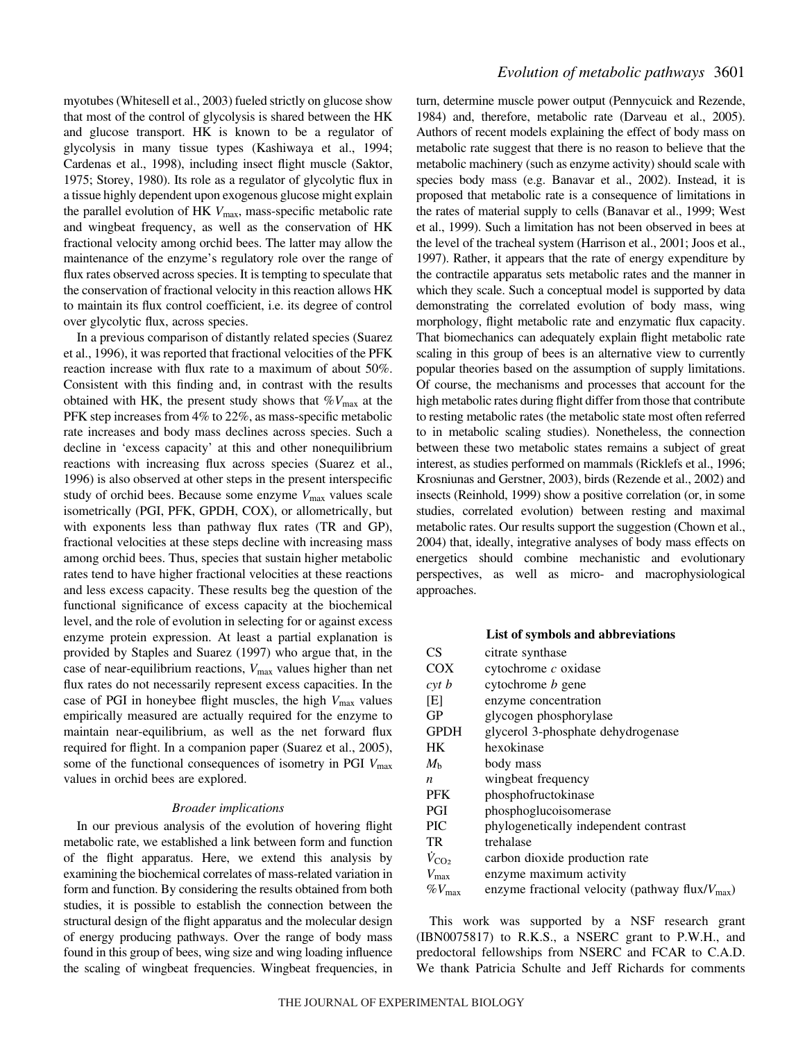myotubes (Whitesell et al., 2003) fueled strictly on glucose show that most of the control of glycolysis is shared between the HK and glucose transport. HK is known to be a regulator of glycolysis in many tissue types (Kashiwaya et al., 1994; Cardenas et al., 1998), including insect flight muscle (Saktor, 1975; Storey, 1980). Its role as a regulator of glycolytic flux in a tissue highly dependent upon exogenous glucose might explain the parallel evolution of HK $V_{max}$, mass-specific metabolic rate and wingbeat frequency, as well as the conservation of HK fractional velocity among orchid bees. The latter may allow the maintenance of the enzyme's regulatory role over the range of flux rates observed across species. It is tempting to speculate that the conservation of fractional velocity in this reaction allows HK to maintain its flux control coefficient, i.e. its degree of control over glycolytic flux, across species.

In a previous comparison of distantly related species (Suarez et al., 1996), it was reported that fractional velocities of the PFK reaction increase with flux rate to a maximum of about 50%. Consistent with this finding and, in contrast with the results obtained with HK, the present study shows that $\%V_{max}$ at the PFK step increases from 4% to 22%, as mass-specific metabolic rate increases and body mass declines across species. Such a decline in 'excess capacity' at this and other nonequilibrium reactions with increasing flux across species (Suarez et al., 1996) is also observed at other steps in the present interspecific study of orchid bees. Because some enzyme $V_{max}$ values scale isometrically (PGI, PFK, GPDH, COX), or allometrically, but with exponents less than pathway flux rates (TR and GP), fractional velocities at these steps decline with increasing mass among orchid bees. Thus, species that sustain higher metabolic rates tend to have higher fractional velocities at these reactions and less excess capacity. These results beg the question of the functional significance of excess capacity at the biochemical level, and the role of evolution in selecting for or against excess enzyme protein expression. At least a partial explanation is provided by Staples and Suarez (1997) who argue that, in the case of near-equilibrium reactions, $V_{max}$ values higher than net flux rates do not necessarily represent excess capacities. In the case of PGI in honeybee flight muscles, the high $V_{max}$ values empirically measured are actually required for the enzyme to maintain near-equilibrium, as well as the net forward flux required for flight. In a companion paper (Suarez et al., 2005), some of the functional consequences of isometry in PGI $V_{max}$ values in orchid bees are explored.

### *Broader implications*

In our previous analysis of the evolution of hovering flight metabolic rate, we established a link between form and function of the flight apparatus. Here, we extend this analysis by examining the biochemical correlates of mass-related variation in form and function. By considering the results obtained from both studies, it is possible to establish the connection between the structural design of the flight apparatus and the molecular design of energy producing pathways. Over the range of body mass found in this group of bees, wing size and wing loading influence the scaling of wingbeat frequencies. Wingbeat frequencies, in turn, determine muscle power output (Pennycuick and Rezende, 1984) and, therefore, metabolic rate (Darveau et al., 2005). Authors of recent models explaining the effect of body mass on metabolic rate suggest that there is no reason to believe that the metabolic machinery (such as enzyme activity) should scale with species body mass (e.g. Banavar et al., 2002). Instead, it is proposed that metabolic rate is a consequence of limitations in the rates of material supply to cells (Banavar et al., 1999; West et al., 1999). Such a limitation has not been observed in bees at the level of the tracheal system (Harrison et al., 2001; Joos et al., 1997). Rather, it appears that the rate of energy expenditure by the contractile apparatus sets metabolic rates and the manner in which they scale. Such a conceptual model is supported by data demonstrating the correlated evolution of body mass, wing morphology, flight metabolic rate and enzymatic flux capacity. That biomechanics can adequately explain flight metabolic rate scaling in this group of bees is an alternative view to currently popular theories based on the assumption of supply limitations. Of course, the mechanisms and processes that account for the high metabolic rates during flight differ from those that contribute to resting metabolic rates (the metabolic state most often referred to in metabolic scaling studies). Nonetheless, the connection between these two metabolic states remains a subject of great interest, as studies performed on mammals (Ricklefs et al., 1996; Krosniunas and Gerstner, 2003), birds (Rezende et al., 2002) and insects (Reinhold, 1999) show a positive correlation (or, in some studies, correlated evolution) between resting and maximal metabolic rates. Our results support the suggestion (Chown et al., 2004) that, ideally, integrative analyses of body mass effects on energetics should combine mechanistic and evolutionary perspectives, as well as micro- and macrophysiological approaches.

**List of symbols and abbreviations**

| | |
|---|---|
| CS | citrate synthase |
| COX | cytochrome *c* oxidase |
| *cyt b* | cytochrome *b* gene |
| [E] | enzyme concentration |
| GP | glycogen phosphorylase |
| GPDH | glycerol 3-phosphate dehydrogenase |
| HK | hexokinase |
| $M_b$ | body mass |
| $n$ | wingbeat frequency |
| PFK | phosphofructokinase |
| PGI | phosphoglucoisomerase |
| PIC | phylogenetically independent contrast |
| TR | trehalase |
| $\dot{V}_{CO_2}$ | carbon dioxide production rate |
| $V_{max}$ | enzyme maximum activity |
| $\%V_{max}$ | enzyme fractional velocity (pathway flux/$V_{max}$) |

This work was supported by a NSF research grant (IBN0075817) to R.K.S., a NSERC grant to P.W.H., and predoctoral fellowships from NSERC and FCAR to C.A.D. We thank Patricia Schulte and Jeff Richards for comments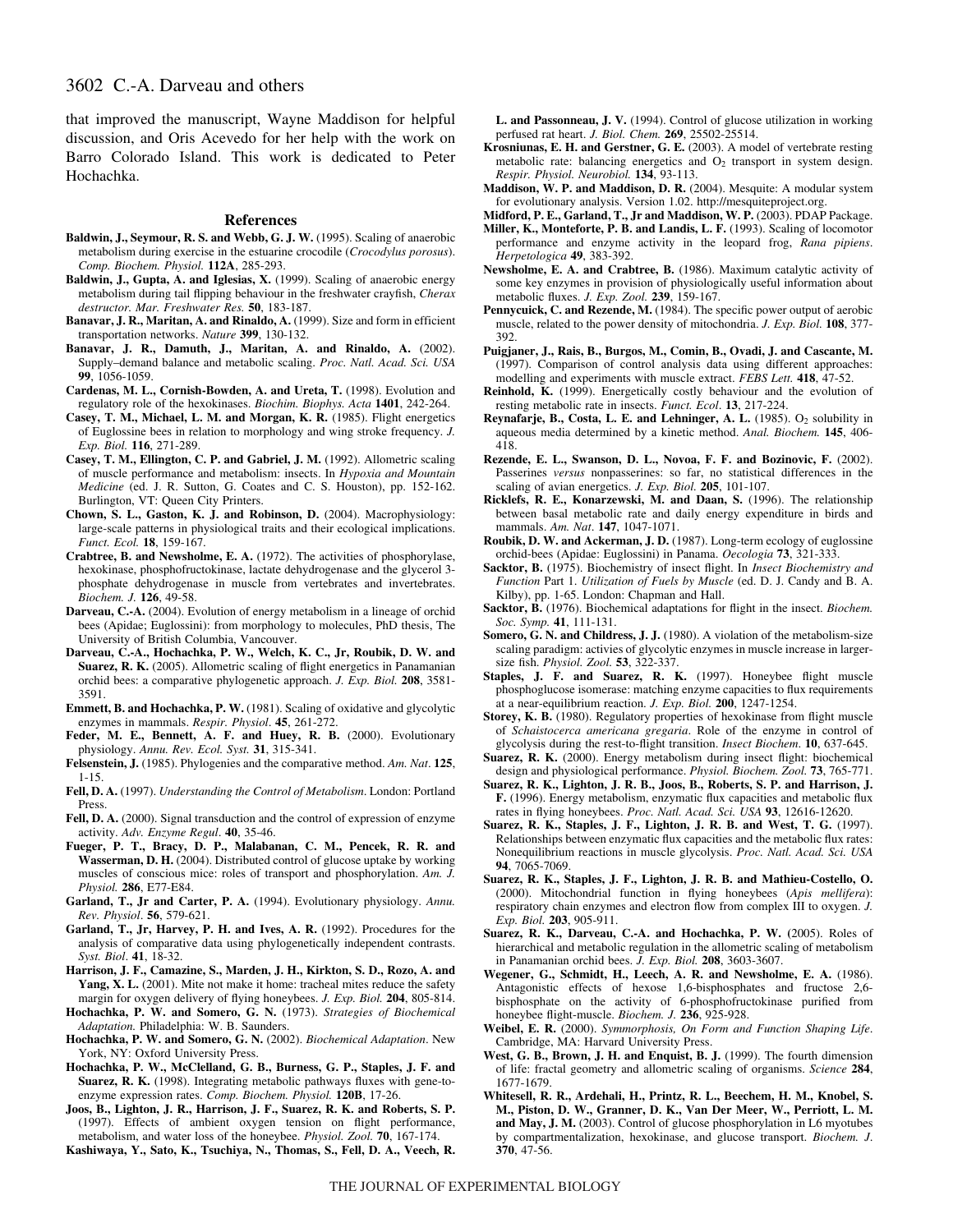that improved the manuscript, Wayne Maddison for helpful discussion, and Oris Acevedo for her help with the work on Barro Colorado Island. This work is dedicated to Peter Hochachka.

## References

**Baldwin, J., Seymour, R. S. and Webb, G. J. W.** (1995). Scaling of anaerobic metabolism during exercise in the estuarine crocodile (*Crocodylus porosus*). *Comp. Biochem. Physiol.* **112A**, 285-293.

**Baldwin, J., Gupta, A. and Iglesias, X.** (1999). Scaling of anaerobic energy metabolism during tail flipping behaviour in the freshwater crayfish, *Cherax destructor*. *Mar. Freshwater Res.* **50**, 183-187.

**Banavar, J. R., Maritan, A. and Rinaldo, A.** (1999). Size and form in efficient transportation networks. *Nature* **399**, 130-132.

**Banavar, J. R., Damuth, J., Maritan, A. and Rinaldo, A.** (2002). Supply–demand balance and metabolic scaling. *Proc. Natl. Acad. Sci. USA* **99**, 1056-1059.

**Cardenas, M. L., Cornish-Bowden, A. and Ureta, T.** (1998). Evolution and regulatory role of the hexokinases. *Biochim. Biophys. Acta* **1401**, 242-264.

**Casey, T. M., Michael, L. M. and Morgan, K. R.** (1985). Flight energetics of Euglossine bees in relation to morphology and wing stroke frequency. *J. Exp. Biol.* **116**, 271-289.

**Casey, T. M., Ellington, C. P. and Gabriel, J. M.** (1992). Allometric scaling of muscle performance and metabolism: insects. In *Hypoxia and Mountain Medicine* (ed. J. R. Sutton, G. Coates and C. S. Houston), pp. 152-162. Burlington, VT: Queen City Printers.

**Chown, S. L., Gaston, K. J. and Robinson, D.** (2004). Macrophysiology: large-scale patterns in physiological traits and their ecological implications. *Funct. Ecol.* **18**, 159-167.

**Crabtree, B. and Newsholme, E. A.** (1972). The activities of phosphorylase, hexokinase, phosphofructokinase, lactate dehydrogenase and the glycerol 3-phosphate dehydrogenase in muscle from vertebrates and invertebrates. *Biochem. J.* **126**, 49-58.

**Darveau, C.-A.** (2004). Evolution of energy metabolism in a lineage of orchid bees (Apidae; Euglossini): from morphology to molecules, PhD thesis, The University of British Columbia, Vancouver.

**Darveau, C.-A., Hochachka, P. W., Welch, K. C., Jr, Roubik, D. W. and Suarez, R. K.** (2005). Allometric scaling of flight energetics in Panamanian orchid bees: a comparative phylogenetic approach. *J. Exp. Biol.* **208**, 3581-3591.

**Emmett, B. and Hochachka, P. W.** (1981). Scaling of oxidative and glycolytic enzymes in mammals. *Respir. Physiol*. **45**, 261-272.

**Feder, M. E., Bennett, A. F. and Huey, R. B.** (2000). Evolutionary physiology. *Annu. Rev. Ecol. Syst.* **31**, 315-341.

**Felsenstein, J.** (1985). Phylogenies and the comparative method. *Am. Nat*. **125**, 1-15.

**Fell, D. A.** (1997). *Understanding the Control of Metabolism*. London: Portland Press.

**Fell, D. A.** (2000). Signal transduction and the control of expression of enzyme activity. *Adv. Enzyme Regul*. **40**, 35-46.

**Fueger, P. T., Bracy, D. P., Malabanan, C. M., Pencek, R. R. and Wasserman, D. H.** (2004). Distributed control of glucose uptake by working muscles of conscious mice: roles of transport and phosphorylation. *Am. J. Physiol.* **286**, E77-E84.

**Garland, T., Jr and Carter, P. A.** (1994). Evolutionary physiology. *Annu. Rev. Physiol*. **56**, 579-621.

**Garland, T., Jr, Harvey, P. H. and Ives, A. R.** (1992). Procedures for the analysis of comparative data using phylogenetically independent contrasts. *Syst. Biol*. **41**, 18-32.

**Harrison, J. F., Camazine, S., Marden, J. H., Kirkton, S. D., Rozo, A. and Yang, X. L.** (2001). Mite not make it home: tracheal mites reduce the safety margin for oxygen delivery of flying honeybees. *J. Exp. Biol.* **204**, 805-814.

**Hochachka, P. W. and Somero, G. N.** (1973). *Strategies of Biochemical Adaptation.* Philadelphia: W. B. Saunders.

**Hochachka, P. W. and Somero, G. N.** (2002). *Biochemical Adaptation*. New York, NY: Oxford University Press.

**Hochachka, P. W., McClelland, G. B., Burness, G. P., Staples, J. F. and Suarez, R. K.** (1998). Integrating metabolic pathways fluxes with gene-to-enzyme expression rates. *Comp. Biochem. Physiol.* **120B**, 17-26.

**Joos, B., Lighton, J. R., Harrison, J. F., Suarez, R. K. and Roberts, S. P.** (1997). Effects of ambient oxygen tension on flight performance, metabolism, and water loss of the honeybee. *Physiol. Zool.* **70**, 167-174.

**Kashiwaya, Y., Sato, K., Tsuchiya, N., Thomas, S., Fell, D. A., Veech, R. L. and Passonneau, J. V.** (1994). Control of glucose utilization in working perfused rat heart. *J. Biol. Chem.* **269**, 25502-25514.

**Krosniunas, E. H. and Gerstner, G. E.** (2003). A model of vertebrate resting metabolic rate: balancing energetics and $O_2$ transport in system design. *Respir. Physiol. Neurobiol.* **134**, 93-113.

**Maddison, W. P. and Maddison, D. R.** (2004). Mesquite: A modular system for evolutionary analysis. Version 1.02. http://mesquiteproject.org.

**Midford, P. E., Garland, T., Jr and Maddison, W. P.** (2003). PDAP Package.

**Miller, K., Monteforte, P. B. and Landis, L. F.** (1993). Scaling of locomotor performance and enzyme activity in the leopard frog, *Rana pipiens*. *Herpetologica* **49**, 383-392.

**Newsholme, E. A. and Crabtree, B.** (1986). Maximum catalytic activity of some key enzymes in provision of physiologically useful information about metabolic fluxes. *J. Exp. Zool.* **239**, 159-167.

**Pennycuick, C. and Rezende, M.** (1984). The specific power output of aerobic muscle, related to the power density of mitochondria. *J. Exp. Biol.* **108**, 377-392.

**Puigjaner, J., Rais, B., Burgos, M., Comin, B., Ovadi, J. and Cascante, M.** (1997). Comparison of control analysis data using different approaches: modelling and experiments with muscle extract. *FEBS Lett.* **418**, 47-52.

**Reinhold, K.** (1999). Energetically costly behaviour and the evolution of resting metabolic rate in insects. *Funct. Ecol*. **13**, 217-224.

**Reynafarje, B., Costa, L. E. and Lehninger, A. L.** (1985). $O_2$ solubility in aqueous media determined by a kinetic method. *Anal. Biochem.* **145**, 406-418.

**Rezende, E. L., Swanson, D. L., Novoa, F. F. and Bozinovic, F.** (2002). Passerines *versus* nonpasserines: so far, no statistical differences in the scaling of avian energetics. *J. Exp. Biol.* **205**, 101-107.

**Ricklefs, R. E., Konarzewski, M. and Daan, S.** (1996). The relationship between basal metabolic rate and daily energy expenditure in birds and mammals. *Am. Nat*. **147**, 1047-1071.

**Roubik, D. W. and Ackerman, J. D.** (1987). Long-term ecology of euglossine orchid-bees (Apidae: Euglossini) in Panama. *Oecologia* **73**, 321-333.

**Sacktor, B.** (1975). Biochemistry of insect flight. In *Insect Biochemistry and Function* Part 1. *Utilization of Fuels by Muscle* (ed. D. J. Candy and B. A. Kilby), pp. 1-65. London: Chapman and Hall.

**Sacktor, B.** (1976). Biochemical adaptations for flight in the insect. *Biochem. Soc. Symp.* **41**, 111-131.

**Somero, G. N. and Childress, J. J.** (1980). A violation of the metabolism-size scaling paradigm: activies of glycolytic enzymes in muscle increase in larger-size fish. *Physiol. Zool.* **53**, 322-337.

**Staples, J. F. and Suarez, R. K.** (1997). Honeybee flight muscle phosphoglucose isomerase: matching enzyme capacities to flux requirements at a near-equilibrium reaction. *J. Exp. Biol.* **200**, 1247-1254.

**Storey, K. B.** (1980). Regulatory properties of hexokinase from flight muscle of *Schaistocerca americana gregaria*. Role of the enzyme in control of glycolysis during the rest-to-flight transition. *Insect Biochem.* **10**, 637-645.

**Suarez, R. K.** (2000). Energy metabolism during insect flight: biochemical design and physiological performance. *Physiol. Biochem. Zool.* **73**, 765-771.

**Suarez, R. K., Lighton, J. R. B., Joos, B., Roberts, S. P. and Harrison, J. F.** (1996). Energy metabolism, enzymatic flux capacities and metabolic flux rates in flying honeybees. *Proc. Natl. Acad. Sci. USA* **93**, 12616-12620.

**Suarez, R. K., Staples, J. F., Lighton, J. R. B. and West, T. G.** (1997). Relationships between enzymatic flux capacities and the metabolic flux rates: Nonequilibrium reactions in muscle glycolysis. *Proc. Natl. Acad. Sci. USA* **94**, 7065-7069.

**Suarez, R. K., Staples, J. F., Lighton, J. R. B. and Mathieu-Costello, O.** (2000). Mitochondrial function in flying honeybees (*Apis mellifera*): respiratory chain enzymes and electron flow from complex III to oxygen. *J. Exp. Biol.* **203**, 905-911.

**Suarez, R. K., Darveau, C.-A. and Hochachka, P. W.** (2005). Roles of hierarchical and metabolic regulation in the allometric scaling of metabolism in Panamanian orchid bees. *J. Exp. Biol.* **208**, 3603-3607.

**Wegener, G., Schmidt, H., Leech, A. R. and Newsholme, E. A.** (1986). Antagonistic effects of hexose 1,6-bisphosphates and fructose 2,6-bisphosphate on the activity of 6-phosphofructokinase purified from honeybee flight-muscle. *Biochem. J.* **236**, 925-928.

**Weibel, E. R.** (2000). *Symmorphosis, On Form and Function Shaping Life*. Cambridge, MA: Harvard University Press.

**West, G. B., Brown, J. H. and Enquist, B. J.** (1999). The fourth dimension of life: fractal geometry and allometric scaling of organisms. *Science* **284**, 1677-1679.

**Whitesell, R. R., Ardehali, H., Printz, R. L., Beechem, H. M., Knobel, S. M., Piston, D. W., Granner, D. K., Van Der Meer, W., Perriott, L. M. and May, J. M.** (2003). Control of glucose phosphorylation in L6 myotubes by compartmentalization, hexokinase, and glucose transport. *Biochem. J*. **370**, 47-56.